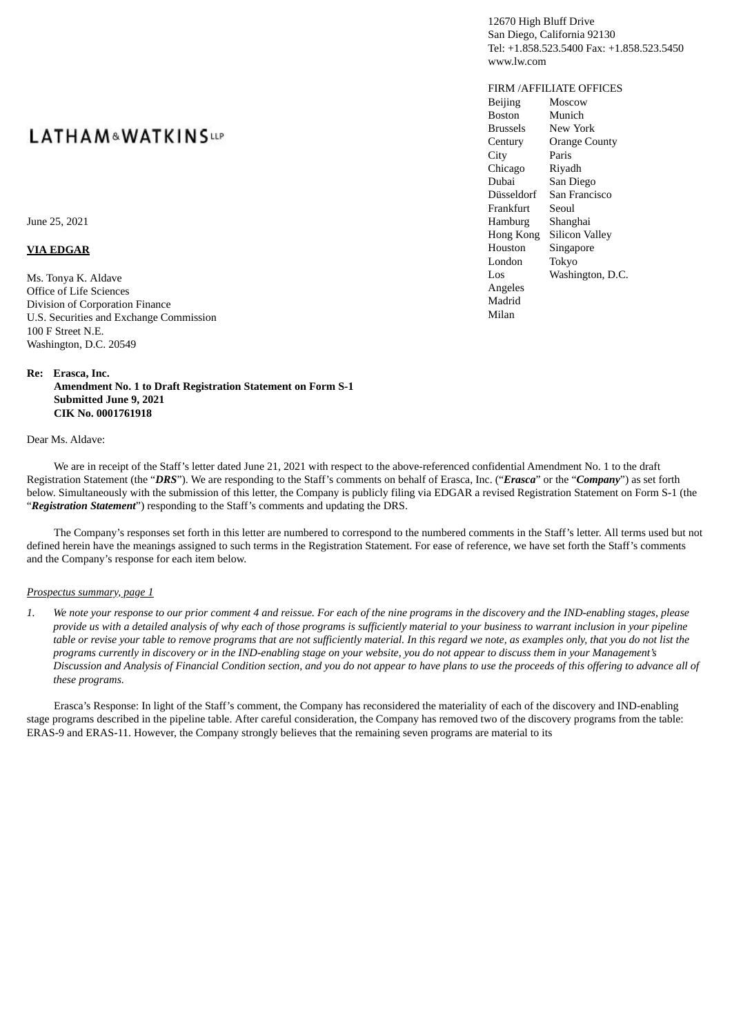12670 High Bluff Drive
San Diego, California 92130
Tel: +1.858.523.5400 Fax: +1.858.523.5450
www.lw.com

**LATHAM & WATKINS LLP**

FIRM /AFFILIATE OFFICES

| | |
|---|---|
| Beijing | Moscow |
| Boston | Munich |
| Brussels | New York |
| Century City | Orange County |
| Chicago | Paris |
| Dubai | Riyadh |
| Düsseldorf | San Diego |
| Frankfurt | San Francisco |
| Hamburg | Seoul |
| Hong Kong | Shanghai |
| Houston | Silicon Valley |
| London | Singapore |
| Los Angeles | Tokyo |
| Madrid | Washington, D.C. |
| Milan | |

June 25, 2021

**VIA EDGAR**

Ms. Tonya K. Aldave
Office of Life Sciences
Division of Corporation Finance
U.S. Securities and Exchange Commission
100 F Street N.E.
Washington, D.C. 20549

**Re: Erasca, Inc.**
**Amendment No. 1 to Draft Registration Statement on Form S-1**
**Submitted June 9, 2021**
**CIK No. 0001761918**

Dear Ms. Aldave:

We are in receipt of the Staff's letter dated June 21, 2021 with respect to the above-referenced confidential Amendment No. 1 to the draft Registration Statement (the "***DRS***"). We are responding to the Staff's comments on behalf of Erasca, Inc. ("***Erasca***" or the "***Company***") as set forth below. Simultaneously with the submission of this letter, the Company is publicly filing via EDGAR a revised Registration Statement on Form S-1 (the "***Registration Statement***") responding to the Staff's comments and updating the DRS.

The Company's responses set forth in this letter are numbered to correspond to the numbered comments in the Staff's letter. All terms used but not defined herein have the meanings assigned to such terms in the Registration Statement. For ease of reference, we have set forth the Staff's comments and the Company's response for each item below.

*Prospectus summary, page 1*

1. *We note your response to our prior comment 4 and reissue. For each of the nine programs in the discovery and the IND-enabling stages, please provide us with a detailed analysis of why each of those programs is sufficiently material to your business to warrant inclusion in your pipeline table or revise your table to remove programs that are not sufficiently material. In this regard we note, as examples only, that you do not list the programs currently in discovery or in the IND-enabling stage on your website, you do not appear to discuss them in your Management's Discussion and Analysis of Financial Condition section, and you do not appear to have plans to use the proceeds of this offering to advance all of these programs.*

Erasca's Response: In light of the Staff's comment, the Company has reconsidered the materiality of each of the discovery and IND-enabling stage programs described in the pipeline table. After careful consideration, the Company has removed two of the discovery programs from the table: ERAS-9 and ERAS-11. However, the Company strongly believes that the remaining seven programs are material to its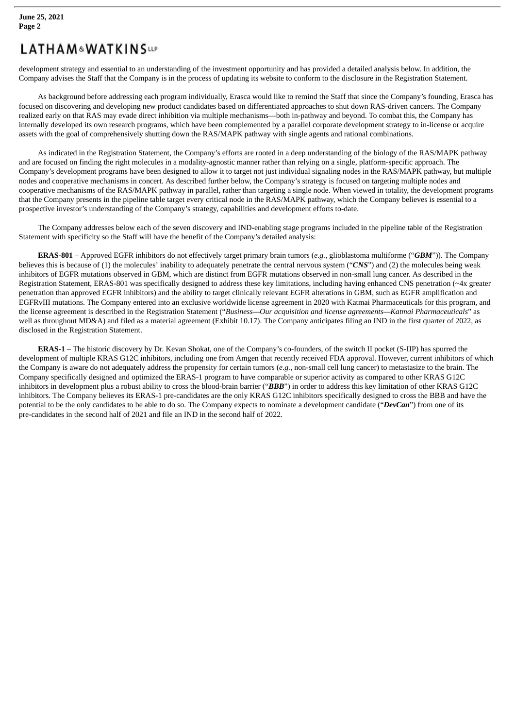development strategy and essential to an understanding of the investment opportunity and has provided a detailed analysis below. In addition, the Company advises the Staff that the Company is in the process of updating its website to conform to the disclosure in the Registration Statement.

As background before addressing each program individually, Erasca would like to remind the Staff that since the Company's founding, Erasca has focused on discovering and developing new product candidates based on differentiated approaches to shut down RAS-driven cancers. The Company realized early on that RAS may evade direct inhibition via multiple mechanisms—both in-pathway and beyond. To combat this, the Company has internally developed its own research programs, which have been complemented by a parallel corporate development strategy to in-license or acquire assets with the goal of comprehensively shutting down the RAS/MAPK pathway with single agents and rational combinations.

As indicated in the Registration Statement, the Company's efforts are rooted in a deep understanding of the biology of the RAS/MAPK pathway and are focused on finding the right molecules in a modality-agnostic manner rather than relying on a single, platform-specific approach. The Company's development programs have been designed to allow it to target not just individual signaling nodes in the RAS/MAPK pathway, but multiple nodes and cooperative mechanisms in concert. As described further below, the Company's strategy is focused on targeting multiple nodes and cooperative mechanisms of the RAS/MAPK pathway in parallel, rather than targeting a single node. When viewed in totality, the development programs that the Company presents in the pipeline table target every critical node in the RAS/MAPK pathway, which the Company believes is essential to a prospective investor's understanding of the Company's strategy, capabilities and development efforts to-date.

The Company addresses below each of the seven discovery and IND-enabling stage programs included in the pipeline table of the Registration Statement with specificity so the Staff will have the benefit of the Company's detailed analysis:

**ERAS-801** – Approved EGFR inhibitors do not effectively target primary brain tumors (*e.g.*, glioblastoma multiforme ("***GBM***")). The Company believes this is because of (1) the molecules' inability to adequately penetrate the central nervous system ("***CNS***") and (2) the molecules being weak inhibitors of EGFR mutations observed in GBM, which are distinct from EGFR mutations observed in non-small lung cancer. As described in the Registration Statement, ERAS-801 was specifically designed to address these key limitations, including having enhanced CNS penetration (~4x greater penetration than approved EGFR inhibitors) and the ability to target clinically relevant EGFR alterations in GBM, such as EGFR amplification and EGFRvIII mutations. The Company entered into an exclusive worldwide license agreement in 2020 with Katmai Pharmaceuticals for this program, and the license agreement is described in the Registration Statement ("*Business—Our acquisition and license agreements—Katmai Pharmaceuticals*" as well as throughout MD&A) and filed as a material agreement (Exhibit 10.17). The Company anticipates filing an IND in the first quarter of 2022, as disclosed in the Registration Statement.

**ERAS-1** – The historic discovery by Dr. Kevan Shokat, one of the Company's co-founders, of the switch II pocket (S-IIP) has spurred the development of multiple KRAS G12C inhibitors, including one from Amgen that recently received FDA approval. However, current inhibitors of which the Company is aware do not adequately address the propensity for certain tumors (*e.g.*, non-small cell lung cancer) to metastasize to the brain. The Company specifically designed and optimized the ERAS-1 program to have comparable or superior activity as compared to other KRAS G12C inhibitors in development plus a robust ability to cross the blood-brain barrier ("***BBB***") in order to address this key limitation of other KRAS G12C inhibitors. The Company believes its ERAS-1 pre-candidates are the only KRAS G12C inhibitors specifically designed to cross the BBB and have the potential to be the only candidates to be able to do so. The Company expects to nominate a development candidate ("***DevCan***") from one of its pre-candidates in the second half of 2021 and file an IND in the second half of 2022.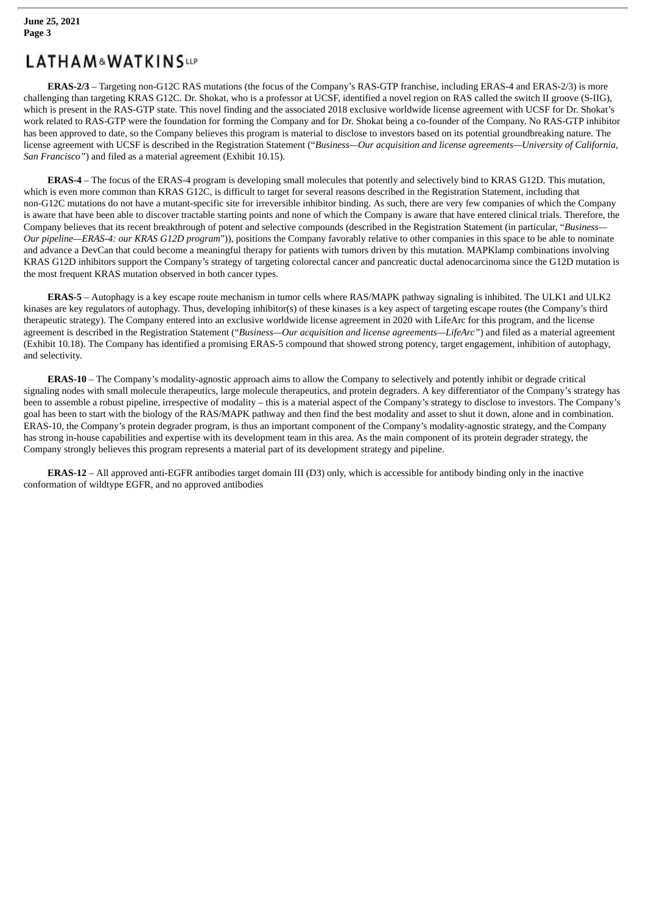**ERAS-2/3** – Targeting non-G12C RAS mutations (the focus of the Company's RAS-GTP franchise, including ERAS-4 and ERAS-2/3) is more challenging than targeting KRAS G12C. Dr. Shokat, who is a professor at UCSF, identified a novel region on RAS called the switch II groove (S-IIG), which is present in the RAS-GTP state. This novel finding and the associated 2018 exclusive worldwide license agreement with UCSF for Dr. Shokat's work related to RAS-GTP were the foundation for forming the Company and for Dr. Shokat being a co-founder of the Company. No RAS-GTP inhibitor has been approved to date, so the Company believes this program is material to disclose to investors based on its potential groundbreaking nature. The license agreement with UCSF is described in the Registration Statement ("*Business—Our acquisition and license agreements—University of California, San Francisco*") and filed as a material agreement (Exhibit 10.15).

**ERAS-4** – The focus of the ERAS-4 program is developing small molecules that potently and selectively bind to KRAS G12D. This mutation, which is even more common than KRAS G12C, is difficult to target for several reasons described in the Registration Statement, including that non-G12C mutations do not have a mutant-specific site for irreversible inhibitor binding. As such, there are very few companies of which the Company is aware that have been able to discover tractable starting points and none of which the Company is aware that have entered clinical trials. Therefore, the Company believes that its recent breakthrough of potent and selective compounds (described in the Registration Statement (in particular, "*Business—Our pipeline—ERAS-4: our KRAS G12D program*")), positions the Company favorably relative to other companies in this space to be able to nominate and advance a DevCan that could become a meaningful therapy for patients with tumors driven by this mutation. MAPKlamp combinations involving KRAS G12D inhibitors support the Company's strategy of targeting colorectal cancer and pancreatic ductal adenocarcinoma since the G12D mutation is the most frequent KRAS mutation observed in both cancer types.

**ERAS-5** – Autophagy is a key escape route mechanism in tumor cells where RAS/MAPK pathway signaling is inhibited. The ULK1 and ULK2 kinases are key regulators of autophagy. Thus, developing inhibitor(s) of these kinases is a key aspect of targeting escape routes (the Company's third therapeutic strategy). The Company entered into an exclusive worldwide license agreement in 2020 with LifeArc for this program, and the license agreement is described in the Registration Statement ("*Business—Our acquisition and license agreements—LifeArc*") and filed as a material agreement (Exhibit 10.18). The Company has identified a promising ERAS-5 compound that showed strong potency, target engagement, inhibition of autophagy, and selectivity.

**ERAS-10** – The Company's modality-agnostic approach aims to allow the Company to selectively and potently inhibit or degrade critical signaling nodes with small molecule therapeutics, large molecule therapeutics, and protein degraders. A key differentiator of the Company's strategy has been to assemble a robust pipeline, irrespective of modality – this is a material aspect of the Company's strategy to disclose to investors. The Company's goal has been to start with the biology of the RAS/MAPK pathway and then find the best modality and asset to shut it down, alone and in combination. ERAS-10, the Company's protein degrader program, is thus an important component of the Company's modality-agnostic strategy, and the Company has strong in-house capabilities and expertise with its development team in this area. As the main component of its protein degrader strategy, the Company strongly believes this program represents a material part of its development strategy and pipeline.

**ERAS-12** – All approved anti-EGFR antibodies target domain III (D3) only, which is accessible for antibody binding only in the inactive conformation of wildtype EGFR, and no approved antibodies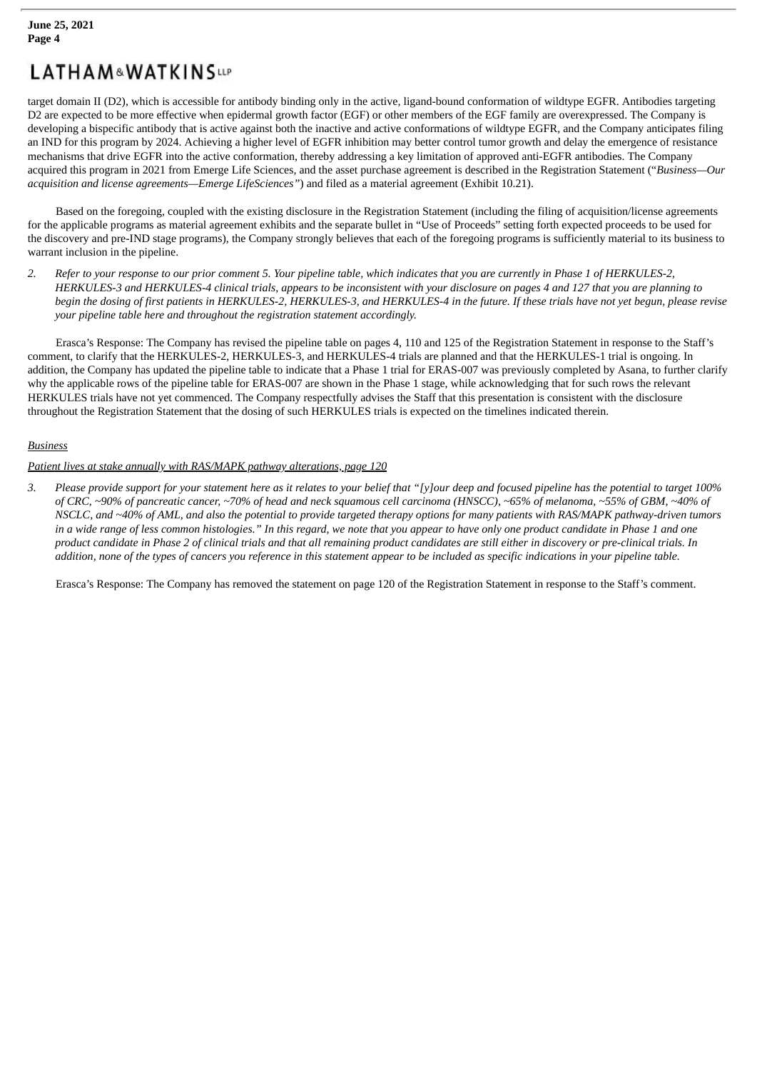target domain II (D2), which is accessible for antibody binding only in the active, ligand-bound conformation of wildtype EGFR. Antibodies targeting D2 are expected to be more effective when epidermal growth factor (EGF) or other members of the EGF family are overexpressed. The Company is developing a bispecific antibody that is active against both the inactive and active conformations of wildtype EGFR, and the Company anticipates filing an IND for this program by 2024. Achieving a higher level of EGFR inhibition may better control tumor growth and delay the emergence of resistance mechanisms that drive EGFR into the active conformation, thereby addressing a key limitation of approved anti-EGFR antibodies. The Company acquired this program in 2021 from Emerge Life Sciences, and the asset purchase agreement is described in the Registration Statement ("*Business—Our acquisition and license agreements—Emerge LifeSciences*") and filed as a material agreement (Exhibit 10.21).

Based on the foregoing, coupled with the existing disclosure in the Registration Statement (including the filing of acquisition/license agreements for the applicable programs as material agreement exhibits and the separate bullet in "Use of Proceeds" setting forth expected proceeds to be used for the discovery and pre-IND stage programs), the Company strongly believes that each of the foregoing programs is sufficiently material to its business to warrant inclusion in the pipeline.

2. *Refer to your response to our prior comment 5. Your pipeline table, which indicates that you are currently in Phase 1 of HERKULES-2, HERKULES-3 and HERKULES-4 clinical trials, appears to be inconsistent with your disclosure on pages 4 and 127 that you are planning to begin the dosing of first patients in HERKULES-2, HERKULES-3, and HERKULES-4 in the future. If these trials have not yet begun, please revise your pipeline table here and throughout the registration statement accordingly.*

Erasca's Response: The Company has revised the pipeline table on pages 4, 110 and 125 of the Registration Statement in response to the Staff's comment, to clarify that the HERKULES-2, HERKULES-3, and HERKULES-4 trials are planned and that the HERKULES-1 trial is ongoing. In addition, the Company has updated the pipeline table to indicate that a Phase 1 trial for ERAS-007 was previously completed by Asana, to further clarify why the applicable rows of the pipeline table for ERAS-007 are shown in the Phase 1 stage, while acknowledging that for such rows the relevant HERKULES trials have not yet commenced. The Company respectfully advises the Staff that this presentation is consistent with the disclosure throughout the Registration Statement that the dosing of such HERKULES trials is expected on the timelines indicated therein.

<u>*Business*</u>

<u>*Patient lives at stake annually with RAS/MAPK pathway alterations, page 120*</u>

3. *Please provide support for your statement here as it relates to your belief that "[y]our deep and focused pipeline has the potential to target 100% of CRC, ~90% of pancreatic cancer, ~70% of head and neck squamous cell carcinoma (HNSCC), ~65% of melanoma, ~55% of GBM, ~40% of NSCLC, and ~40% of AML, and also the potential to provide targeted therapy options for many patients with RAS/MAPK pathway-driven tumors in a wide range of less common histologies." In this regard, we note that you appear to have only one product candidate in Phase 1 and one product candidate in Phase 2 of clinical trials and that all remaining product candidates are still either in discovery or pre-clinical trials. In addition, none of the types of cancers you reference in this statement appear to be included as specific indications in your pipeline table.*

Erasca's Response: The Company has removed the statement on page 120 of the Registration Statement in response to the Staff's comment.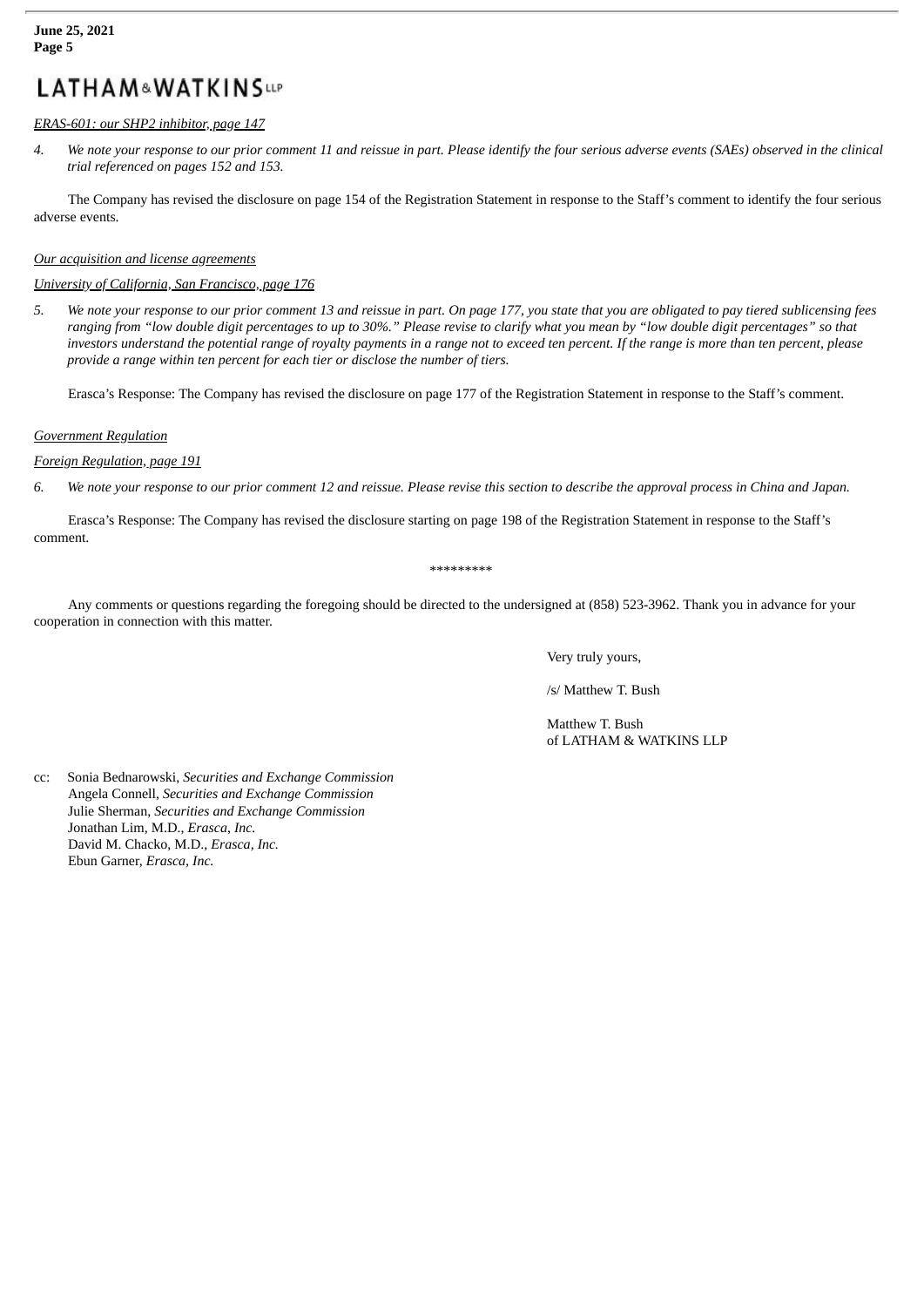*ERAS-601: our SHP2 inhibitor, page 147*

4. *We note your response to our prior comment 11 and reissue in part. Please identify the four serious adverse events (SAEs) observed in the clinical trial referenced on pages 152 and 153.*

The Company has revised the disclosure on page 154 of the Registration Statement in response to the Staff's comment to identify the four serious adverse events.

*Our acquisition and license agreements*

*University of California, San Francisco, page 176*

5. *We note your response to our prior comment 13 and reissue in part. On page 177, you state that you are obligated to pay tiered sublicensing fees ranging from "low double digit percentages to up to 30%." Please revise to clarify what you mean by "low double digit percentages" so that investors understand the potential range of royalty payments in a range not to exceed ten percent. If the range is more than ten percent, please provide a range within ten percent for each tier or disclose the number of tiers.*

Erasca's Response: The Company has revised the disclosure on page 177 of the Registration Statement in response to the Staff's comment.

*Government Regulation*

*Foreign Regulation, page 191*

6. *We note your response to our prior comment 12 and reissue. Please revise this section to describe the approval process in China and Japan.*

Erasca's Response: The Company has revised the disclosure starting on page 198 of the Registration Statement in response to the Staff's comment.

*********

Any comments or questions regarding the foregoing should be directed to the undersigned at (858) 523-3962. Thank you in advance for your cooperation in connection with this matter.

Very truly yours,

/s/ Matthew T. Bush

Matthew T. Bush
of LATHAM & WATKINS LLP

cc: Sonia Bednarowski, *Securities and Exchange Commission*
Angela Connell, *Securities and Exchange Commission*
Julie Sherman, *Securities and Exchange Commission*
Jonathan Lim, M.D., *Erasca, Inc.*
David M. Chacko, M.D., *Erasca, Inc.*
Ebun Garner, *Erasca, Inc.*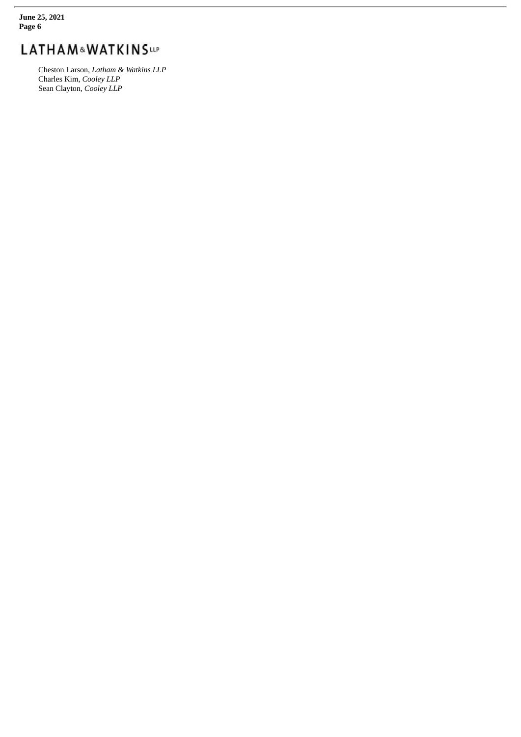Cheston Larson, *Latham & Watkins LLP*
Charles Kim, *Cooley LLP*
Sean Clayton, *Cooley LLP*